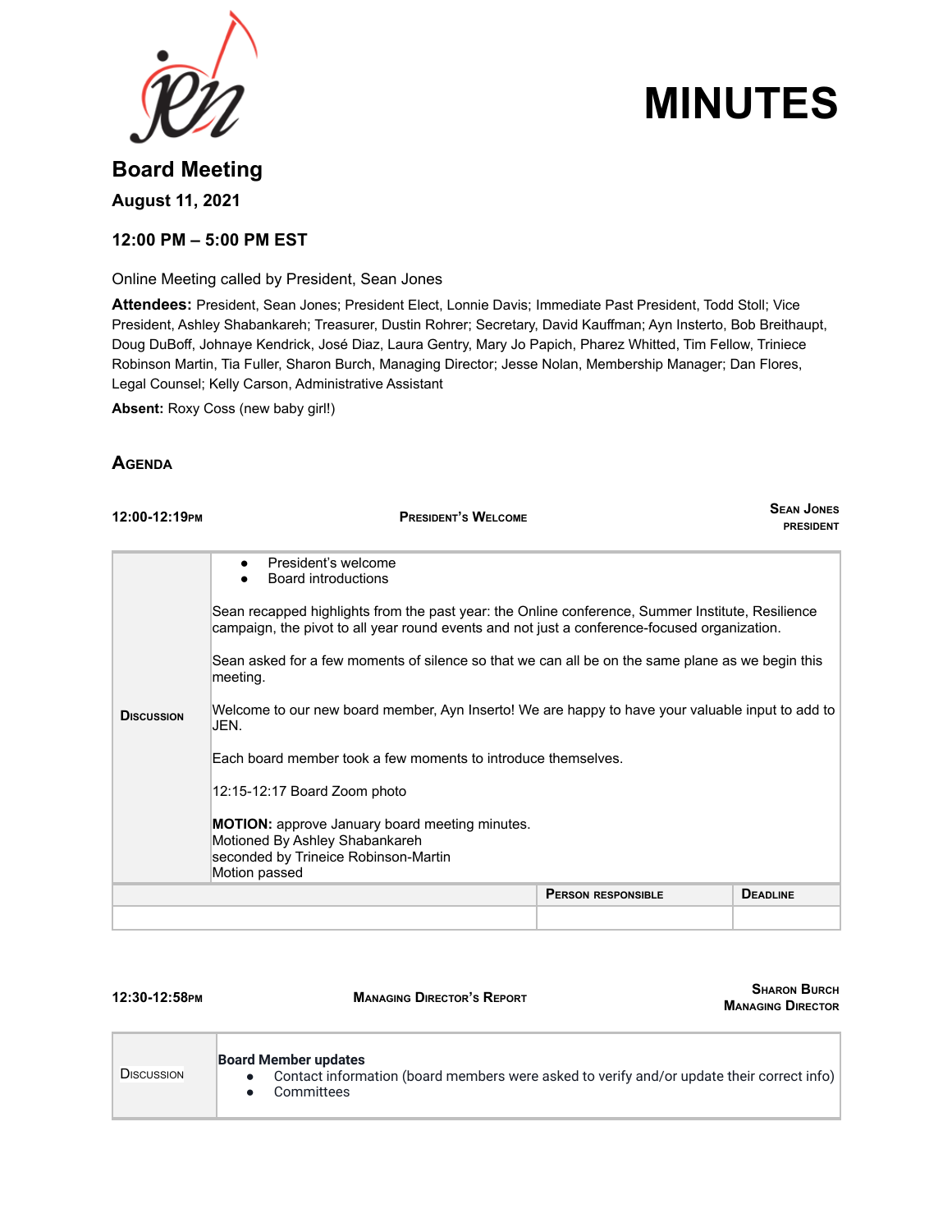# MINUTES

## Board Meeting

**August 11, 2021**

**12:00 PM – 5:00 PM EST**

Online Meeting called by President, Sean Jones

**Attendees:** President, Sean Jones; President Elect, Lonnie Davis; Immediate Past President, Todd Stoll; Vice President, Ashley Shabankareh; Treasurer, Dustin Rohrer; Secretary, David Kauffman; Ayn Insterto, Bob Breithaupt, Doug DuBoff, Johnaye Kendrick, José Diaz, Laura Gentry, Mary Jo Papich, Pharez Whitted, Tim Fellow, Triniece Robinson Martin, Tia Fuller, Sharon Burch, Managing Director; Jesse Nolan, Membership Manager; Dan Flores, Legal Counsel; Kelly Carson, Administrative Assistant

**Absent:** Roxy Coss (new baby girl!)

## Agenda

**12:00-12:19PM** — **PRESIDENT'S WELCOME** — **SEAN JONES, PRESIDENT**

**DISCUSSION**

- President's welcome
- Board introductions

Sean recapped highlights from the past year: the Online conference, Summer Institute, Resilience campaign, the pivot to all year round events and not just a conference-focused organization.

Sean asked for a few moments of silence so that we can all be on the same plane as we begin this meeting.

Welcome to our new board member, Ayn Inserto! We are happy to have your valuable input to add to JEN.

Each board member took a few moments to introduce themselves.

12:15-12:17 Board Zoom photo

**MOTION:** approve January board meeting minutes.
Motioned By Ashley Shabankareh
seconded by Trineice Robinson-Martin
Motion passed

| | PERSON RESPONSIBLE | DEADLINE |
|---|---|---|
| | | |

**12:30-12:58PM** — **MANAGING DIRECTOR'S REPORT** — **SHARON BURCH, MANAGING DIRECTOR**

**DISCUSSION**

**Board Member updates**

- Contact information (board members were asked to verify and/or update their correct info)
- Committees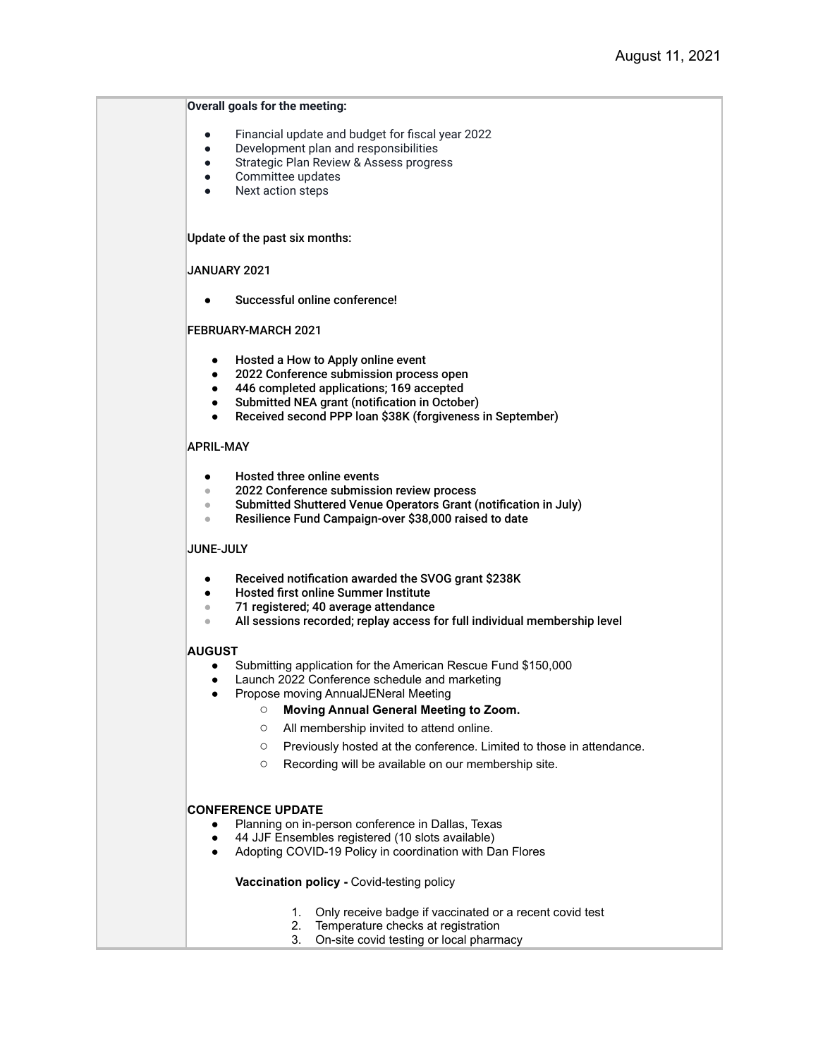August 11, 2021

**Overall goals for the meeting:**

- Financial update and budget for fiscal year 2022
- Development plan and responsibilities
- Strategic Plan Review & Assess progress
- Committee updates
- Next action steps

Update of the past six months:

JANUARY 2021

- Successful online conference!

FEBRUARY-MARCH 2021

- Hosted a How to Apply online event
- 2022 Conference submission process open
- 446 completed applications; 169 accepted
- Submitted NEA grant (notification in October)
- Received second PPP loan $38K (forgiveness in September)

APRIL-MAY

- Hosted three online events
- 2022 Conference submission review process
- Submitted Shuttered Venue Operators Grant (notification in July)
- Resilience Fund Campaign-over $38,000 raised to date

JUNE-JULY

- Received notification awarded the SVOG grant $238K
- Hosted first online Summer Institute
- 71 registered; 40 average attendance
- All sessions recorded; replay access for full individual membership level

**AUGUST**

- Submitting application for the American Rescue Fund $150,000
- Launch 2022 Conference schedule and marketing
- Propose moving AnnualJENeral Meeting
    - **Moving Annual General Meeting to Zoom.**
    - All membership invited to attend online.
    - Previously hosted at the conference. Limited to those in attendance.
    - Recording will be available on our membership site.

**CONFERENCE UPDATE**

- Planning on in-person conference in Dallas, Texas
- 44 JJF Ensembles registered (10 slots available)
- Adopting COVID-19 Policy in coordination with Dan Flores

**Vaccination policy -** Covid-testing policy

1. Only receive badge if vaccinated or a recent covid test
2. Temperature checks at registration
3. On-site covid testing or local pharmacy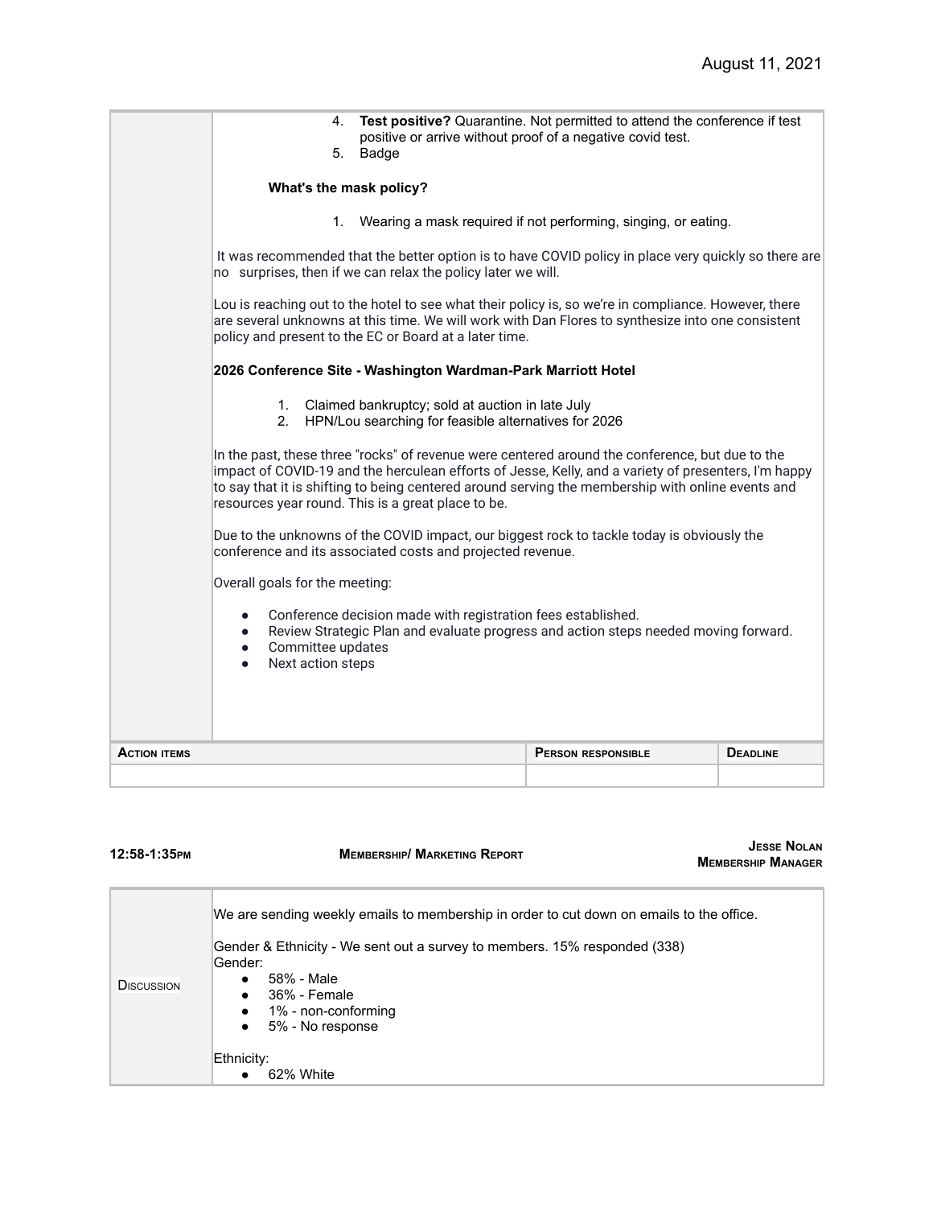4. **Test positive?** Quarantine. Not permitted to attend the conference if test positive or arrive without proof of a negative covid test.
5. Badge

**What's the mask policy?**

1. Wearing a mask required if not performing, singing, or eating.

It was recommended that the better option is to have COVID policy in place very quickly so there are no surprises, then if we can relax the policy later we will.

Lou is reaching out to the hotel to see what their policy is, so we're in compliance. However, there are several unknowns at this time. We will work with Dan Flores to synthesize into one consistent policy and present to the EC or Board at a later time.

**2026 Conference Site - Washington Wardman-Park Marriott Hotel**

1. Claimed bankruptcy; sold at auction in late July
2. HPN/Lou searching for feasible alternatives for 2026

In the past, these three "rocks" of revenue were centered around the conference, but due to the impact of COVID-19 and the herculean efforts of Jesse, Kelly, and a variety of presenters, I'm happy to say that it is shifting to being centered around serving the membership with online events and resources year round. This is a great place to be.

Due to the unknowns of the COVID impact, our biggest rock to tackle today is obviously the conference and its associated costs and projected revenue.

Overall goals for the meeting:

- Conference decision made with registration fees established.
- Review Strategic Plan and evaluate progress and action steps needed moving forward.
- Committee updates
- Next action steps

| Action items | Person responsible | Deadline |
|---|---|---|
| | | |

**12:58-1:35PM** — **Membership/ Marketing Report** — **Jesse Nolan, Membership Manager**

**Discussion**

We are sending weekly emails to membership in order to cut down on emails to the office.

Gender & Ethnicity - We sent out a survey to members. 15% responded (338)

Gender:

- 58% - Male
- 36% - Female
- 1% - non-conforming
- 5% - No response

Ethnicity:

- 62% White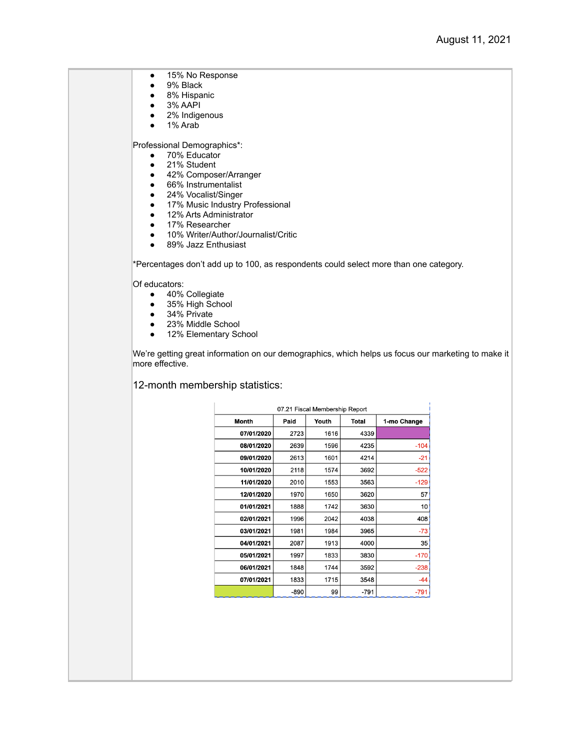- 15% No Response
- 9% Black
- 8% Hispanic
- 3% AAPI
- 2% Indigenous
- 1% Arab

Professional Demographics*:

- 70% Educator
- 21% Student
- 42% Composer/Arranger
- 66% Instrumentalist
- 24% Vocalist/Singer
- 17% Music Industry Professional
- 12% Arts Administrator
- 17% Researcher
- 10% Writer/Author/Journalist/Critic
- 89% Jazz Enthusiast

*Percentages don't add up to 100, as respondents could select more than one category.

Of educators:

- 40% Collegiate
- 35% High School
- 34% Private
- 23% Middle School
- 12% Elementary School

We're getting great information on our demographics, which helps us focus our marketing to make it more effective.

## 12-month membership statistics:

07.21 Fiscal Membership Report

| Month | Paid | Youth | Total | 1-mo Change |
|---|---|---|---|---|
| 07/01/2020 | 2723 | 1616 | 4339 | |
| 08/01/2020 | 2639 | 1596 | 4235 | -104 |
| 09/01/2020 | 2613 | 1601 | 4214 | -21 |
| 10/01/2020 | 2118 | 1574 | 3692 | -522 |
| 11/01/2020 | 2010 | 1553 | 3563 | -129 |
| 12/01/2020 | 1970 | 1650 | 3620 | 57 |
| 01/01/2021 | 1888 | 1742 | 3630 | 10 |
| 02/01/2021 | 1996 | 2042 | 4038 | 408 |
| 03/01/2021 | 1981 | 1984 | 3965 | -73 |
| 04/01/2021 | 2087 | 1913 | 4000 | 35 |
| 05/01/2021 | 1997 | 1833 | 3830 | -170 |
| 06/01/2021 | 1848 | 1744 | 3592 | -238 |
| 07/01/2021 | 1833 | 1715 | 3548 | -44 |
| | -890 | 99 | -791 | -791 |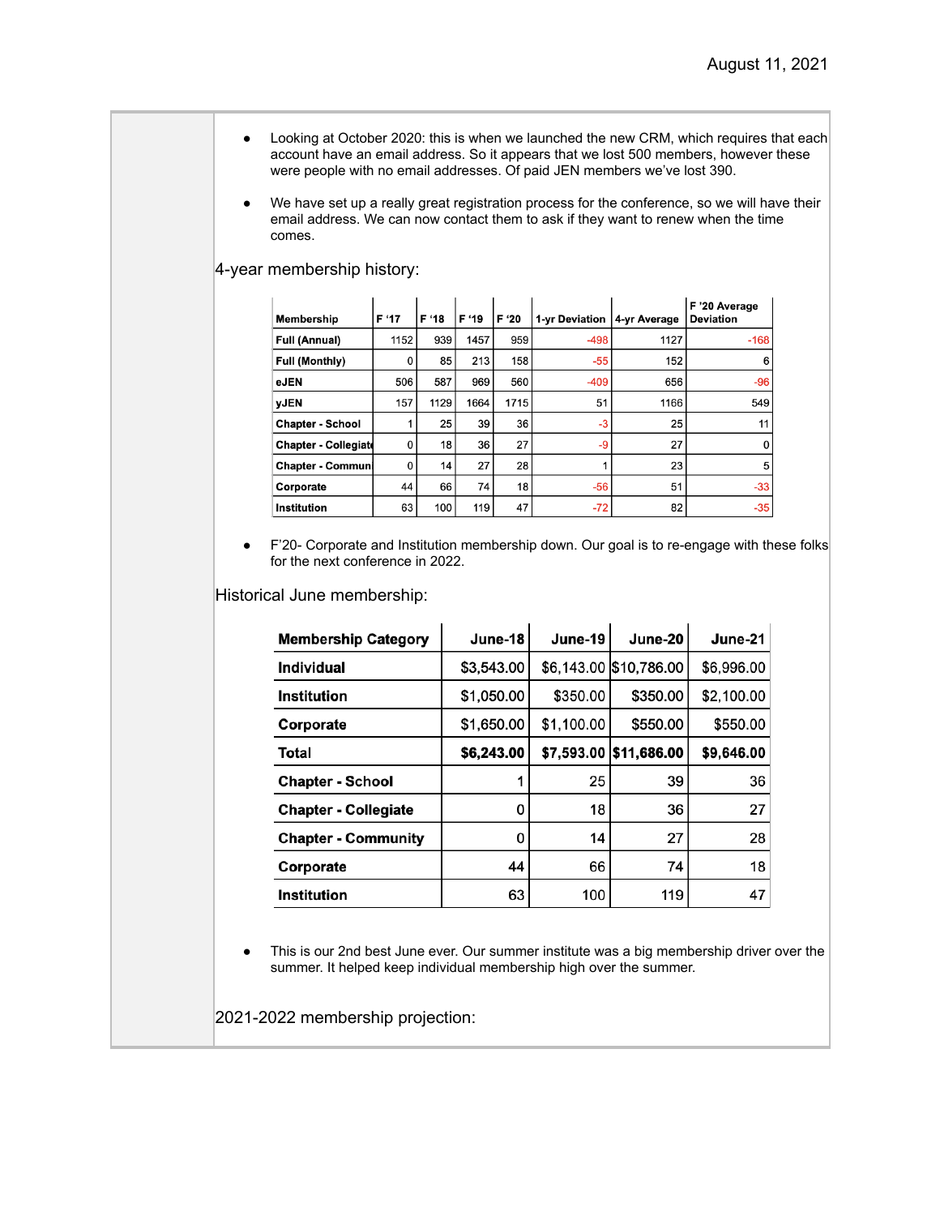August 11, 2021

- Looking at October 2020: this is when we launched the new CRM, which requires that each account have an email address. So it appears that we lost 500 members, however these were people with no email addresses. Of paid JEN members we've lost 390.
- We have set up a really great registration process for the conference, so we will have their email address. We can now contact them to ask if they want to renew when the time comes.

4-year membership history:

| Membership | F '17 | F '18 | F '19 | F '20 | 1-yr Deviation | 4-yr Average | F '20 Average Deviation |
|---|---|---|---|---|---|---|---|
| Full (Annual) | 1152 | 939 | 1457 | 959 | -498 | 1127 | -168 |
| Full (Monthly) | 0 | 85 | 213 | 158 | -55 | 152 | 6 |
| eJEN | 506 | 587 | 969 | 560 | -409 | 656 | -96 |
| yJEN | 157 | 1129 | 1664 | 1715 | 51 | 1166 | 549 |
| Chapter - School | 1 | 25 | 39 | 36 | -3 | 25 | 11 |
| Chapter - Collegiate | 0 | 18 | 36 | 27 | -9 | 27 | 0 |
| Chapter - Commun | 0 | 14 | 27 | 28 | 1 | 23 | 5 |
| Corporate | 44 | 66 | 74 | 18 | -56 | 51 | -33 |
| Institution | 63 | 100 | 119 | 47 | -72 | 82 | -35 |

- F'20- Corporate and Institution membership down. Our goal is to re-engage with these folks for the next conference in 2022.

Historical June membership:

| Membership Category | June-18 | June-19 | June-20 | June-21 |
|---|---|---|---|---|
| Individual | $3,543.00 | $6,143.00 | $10,786.00 | $6,996.00 |
| Institution | $1,050.00 | $350.00 | $350.00 | $2,100.00 |
| Corporate | $1,650.00 | $1,100.00 | $550.00 | $550.00 |
| **Total** | **$6,243.00** | **$7,593.00** | **$11,686.00** | **$9,646.00** |
| Chapter - School | 1 | 25 | 39 | 36 |
| Chapter - Collegiate | 0 | 18 | 36 | 27 |
| Chapter - Community | 0 | 14 | 27 | 28 |
| Corporate | 44 | 66 | 74 | 18 |
| Institution | 63 | 100 | 119 | 47 |

- This is our 2nd best June ever. Our summer institute was a big membership driver over the summer. It helped keep individual membership high over the summer.

2021-2022 membership projection: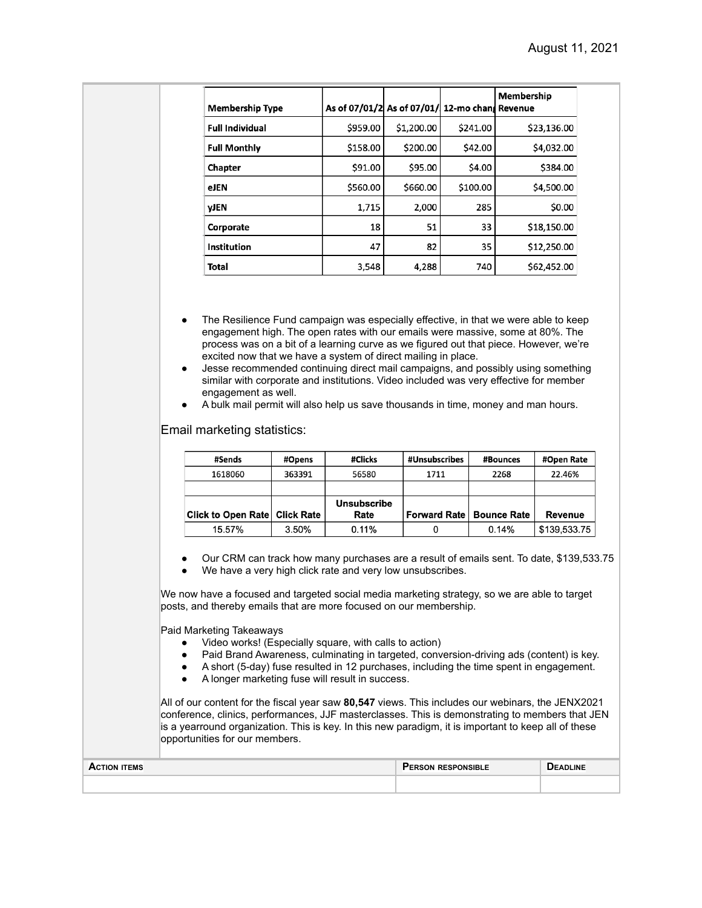| Membership Type | As of 07/01/2 | As of 07/01/ | 12-mo chang | Membership Revenue |
|---|---|---|---|---|
| Full Individual | $959.00 | $1,200.00 | $241.00 | $23,136.00 |
| Full Monthly | $158.00 | $200.00 | $42.00 | $4,032.00 |
| Chapter | $91.00 | $95.00 | $4.00 | $384.00 |
| eJEN | $560.00 | $660.00 | $100.00 | $4,500.00 |
| yJEN | 1,715 | 2,000 | 285 | $0.00 |
| Corporate | 18 | 51 | 33 | $18,150.00 |
| Institution | 47 | 82 | 35 | $12,250.00 |
| Total | 3,548 | 4,288 | 740 | $62,452.00 |

- The Resilience Fund campaign was especially effective, in that we were able to keep engagement high. The open rates with our emails were massive, some at 80%. The process was on a bit of a learning curve as we figured out that piece. However, we're excited now that we have a system of direct mailing in place.
- Jesse recommended continuing direct mail campaigns, and possibly using something similar with corporate and institutions. Video included was very effective for member engagement as well.
- A bulk mail permit will also help us save thousands in time, money and man hours.

## Email marketing statistics:

| #Sends | #Opens | #Clicks | #Unsubscribes | #Bounces | #Open Rate |
|---|---|---|---|---|---|
| 1618060 | 363391 | 56580 | 1711 | 2268 | 22.46% |
| | | | | | |
| **Click to Open Rate** | **Click Rate** | **Unsubscribe Rate** | **Forward Rate** | **Bounce Rate** | **Revenue** |
| 15.57% | 3.50% | 0.11% | 0 | 0.14% | $139,533.75 |

- Our CRM can track how many purchases are a result of emails sent. To date, $139,533.75
- We have a very high click rate and very low unsubscribes.

We now have a focused and targeted social media marketing strategy, so we are able to target posts, and thereby emails that are more focused on our membership.

Paid Marketing Takeaways

- Video works! (Especially square, with calls to action)
- Paid Brand Awareness, culminating in targeted, conversion-driving ads (content) is key.
- A short (5-day) fuse resulted in 12 purchases, including the time spent in engagement.
- A longer marketing fuse will result in success.

All of our content for the fiscal year saw **80,547** views. This includes our webinars, the JENX2021 conference, clinics, performances, JJF masterclasses. This is demonstrating to members that JEN is a yearround organization. This is key. In this new paradigm, it is important to keep all of these opportunities for our members.

| Action items | Person responsible | Deadline |
|---|---|---|
| | | |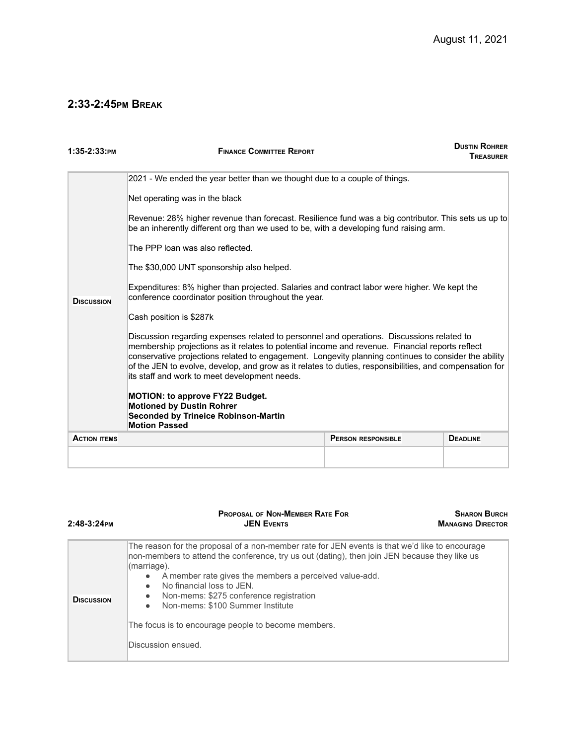August 11, 2021

## 2:33-2:45PM BREAK

| 1:35-2:33:PM | FINANCE COMMITTEE REPORT | DUSTIN ROHRER TREASURER |
|---|---|---|

| | |
|---|---|
| **DISCUSSION** | 2021 - We ended the year better than we thought due to a couple of things.<br><br>Net operating was in the black<br><br>Revenue: 28% higher revenue than forecast. Resilience fund was a big contributor. This sets us up to be an inherently different org than we used to be, with a developing fund raising arm.<br><br>The PPP loan was also reflected.<br><br>The $30,000 UNT sponsorship also helped.<br><br>Expenditures: 8% higher than projected. Salaries and contract labor were higher. We kept the conference coordinator position throughout the year.<br><br>Cash position is $287k<br><br>Discussion regarding expenses related to personnel and operations. Discussions related to membership projections as it relates to potential income and revenue. Financial reports reflect conservative projections related to engagement. Longevity planning continues to consider the ability of the JEN to evolve, develop, and grow as it relates to duties, responsibilities, and compensation for its staff and work to meet development needs.<br><br>**MOTION: to approve FY22 Budget.**<br>**Motioned by Dustin Rohrer**<br>**Seconded by Trineice Robinson-Martin**<br>**Motion Passed** |

| ACTION ITEMS | PERSON RESPONSIBLE | DEADLINE |
|---|---|---|
| | | |

| 2:48-3:24PM | PROPOSAL OF NON-MEMBER RATE FOR JEN EVENTS | SHARON BURCH MANAGING DIRECTOR |
|---|---|---|

| | |
|---|---|
| **DISCUSSION** | The reason for the proposal of a non-member rate for JEN events is that we'd like to encourage non-members to attend the conference, try us out (dating), then join JEN because they like us (marriage).<br>• A member rate gives the members a perceived value-add.<br>• No financial loss to JEN.<br>• Non-mems: $275 conference registration<br>• Non-mems: $100 Summer Institute<br><br>The focus is to encourage people to become members.<br><br>Discussion ensued. |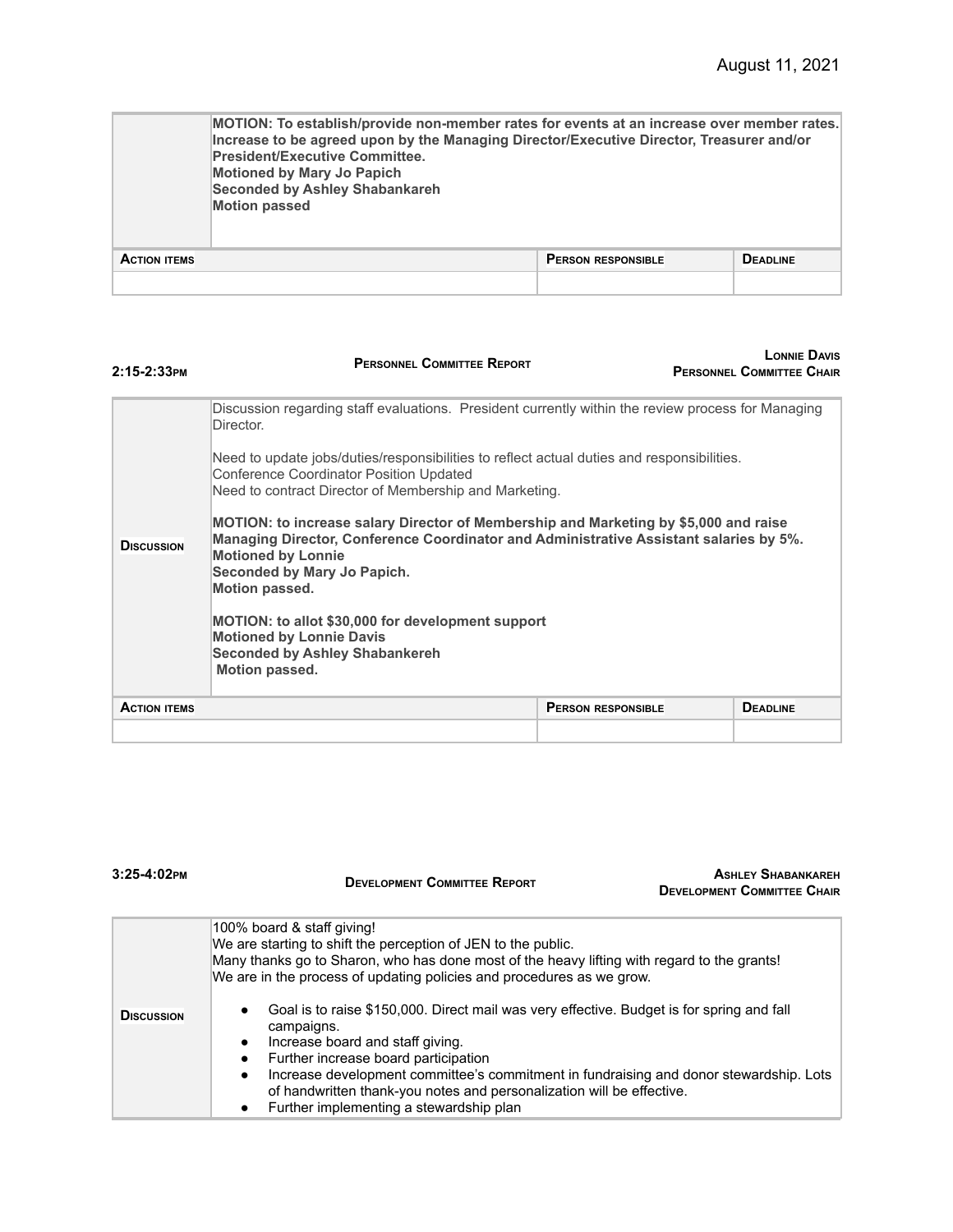| | MOTION: To establish/provide non-member rates for events at an increase over member rates. Increase to be agreed upon by the Managing Director/Executive Director, Treasurer and/or President/Executive Committee.<br>Motioned by Mary Jo Papich<br>Seconded by Ashley Shabankareh<br>Motion passed | | |
|---|---|---|---|
| **Action items** | | **Person responsible** | **Deadline** |
| | | | |

**2:15-2:33pm** — **Personnel Committee Report** — **Lonnie Davis, Personnel Committee Chair**

| **Discussion** | Discussion regarding staff evaluations. President currently within the review process for Managing Director.<br><br>Need to update jobs/duties/responsibilities to reflect actual duties and responsibilities.<br>Conference Coordinator Position Updated<br>Need to contract Director of Membership and Marketing.<br><br>**MOTION: to increase salary Director of Membership and Marketing by $5,000 and raise Managing Director, Conference Coordinator and Administrative Assistant salaries by 5%.**<br>**Motioned by Lonnie**<br>**Seconded by Mary Jo Papich.**<br>**Motion passed.**<br><br>**MOTION: to allot $30,000 for development support**<br>**Motioned by Lonnie Davis**<br>**Seconded by Ashley Shabankereh**<br>**Motion passed.** | | |
|---|---|---|---|
| **Action items** | | **Person responsible** | **Deadline** |
| | | | |

**3:25-4:02pm** — **Development Committee Report** — **Ashley Shabankareh, Development Committee Chair**

| **Discussion** | 100% board & staff giving!<br>We are starting to shift the perception of JEN to the public.<br>Many thanks go to Sharon, who has done most of the heavy lifting with regard to the grants!<br>We are in the process of updating policies and procedures as we grow.<br><br>● Goal is to raise $150,000. Direct mail was very effective. Budget is for spring and fall campaigns.<br>● Increase board and staff giving.<br>● Further increase board participation<br>● Increase development committee's commitment in fundraising and donor stewardship. Lots of handwritten thank-you notes and personalization will be effective.<br>● Further implementing a stewardship plan |
|---|---|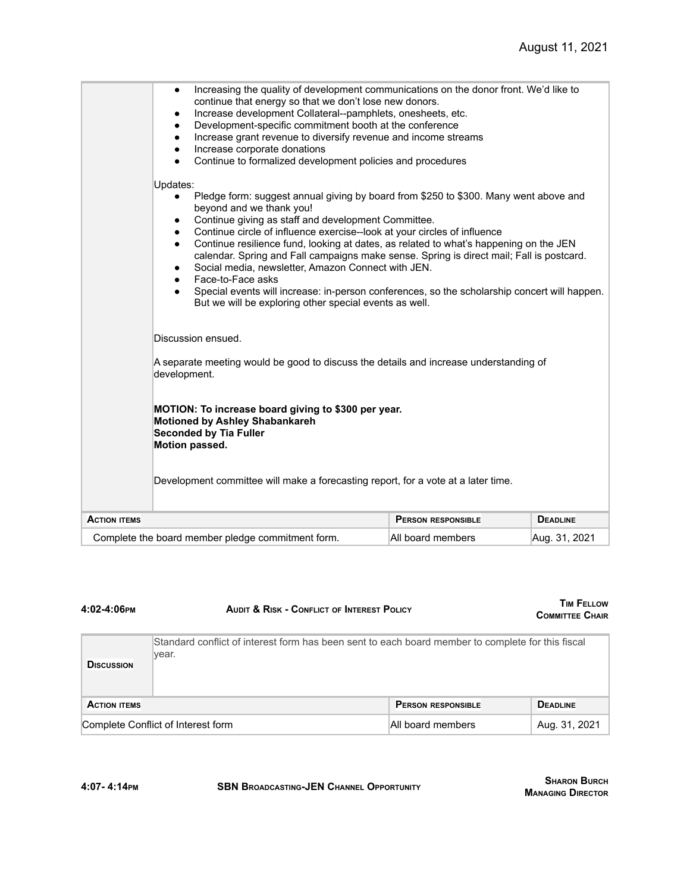- Increasing the quality of development communications on the donor front. We'd like to continue that energy so that we don't lose new donors.
- Increase development Collateral--pamphlets, onesheets, etc.
- Development-specific commitment booth at the conference
- Increase grant revenue to diversify revenue and income streams
- Increase corporate donations
- Continue to formalized development policies and procedures

Updates:

- Pledge form: suggest annual giving by board from $250 to $300. Many went above and beyond and we thank you!
- Continue giving as staff and development Committee.
- Continue circle of influence exercise--look at your circles of influence
- Continue resilience fund, looking at dates, as related to what's happening on the JEN calendar. Spring and Fall campaigns make sense. Spring is direct mail; Fall is postcard.
- Social media, newsletter, Amazon Connect with JEN.
- Face-to-Face asks
- Special events will increase: in-person conferences, so the scholarship concert will happen. But we will be exploring other special events as well.

Discussion ensued.

A separate meeting would be good to discuss the details and increase understanding of development.

**MOTION: To increase board giving to $300 per year.**
**Motioned by Ashley Shabankareh**
**Seconded by Tia Fuller**
**Motion passed.**

Development committee will make a forecasting report, for a vote at a later time.

| ACTION ITEMS | PERSON RESPONSIBLE | DEADLINE |
|---|---|---|
| Complete the board member pledge commitment form. | All board members | Aug. 31, 2021 |

**4:02-4:06PM** **AUDIT & RISK - CONFLICT OF INTEREST POLICY** **TIM FELLOW, COMMITTEE CHAIR**

| DISCUSSION | Standard conflict of interest form has been sent to each board member to complete for this fiscal year. | |
|---|---|---|
| **ACTION ITEMS** | **PERSON RESPONSIBLE** | **DEADLINE** |
| Complete Conflict of Interest form | All board members | Aug. 31, 2021 |

**4:07- 4:14PM** **SBN BROADCASTING-JEN CHANNEL OPPORTUNITY** **SHARON BURCH, MANAGING DIRECTOR**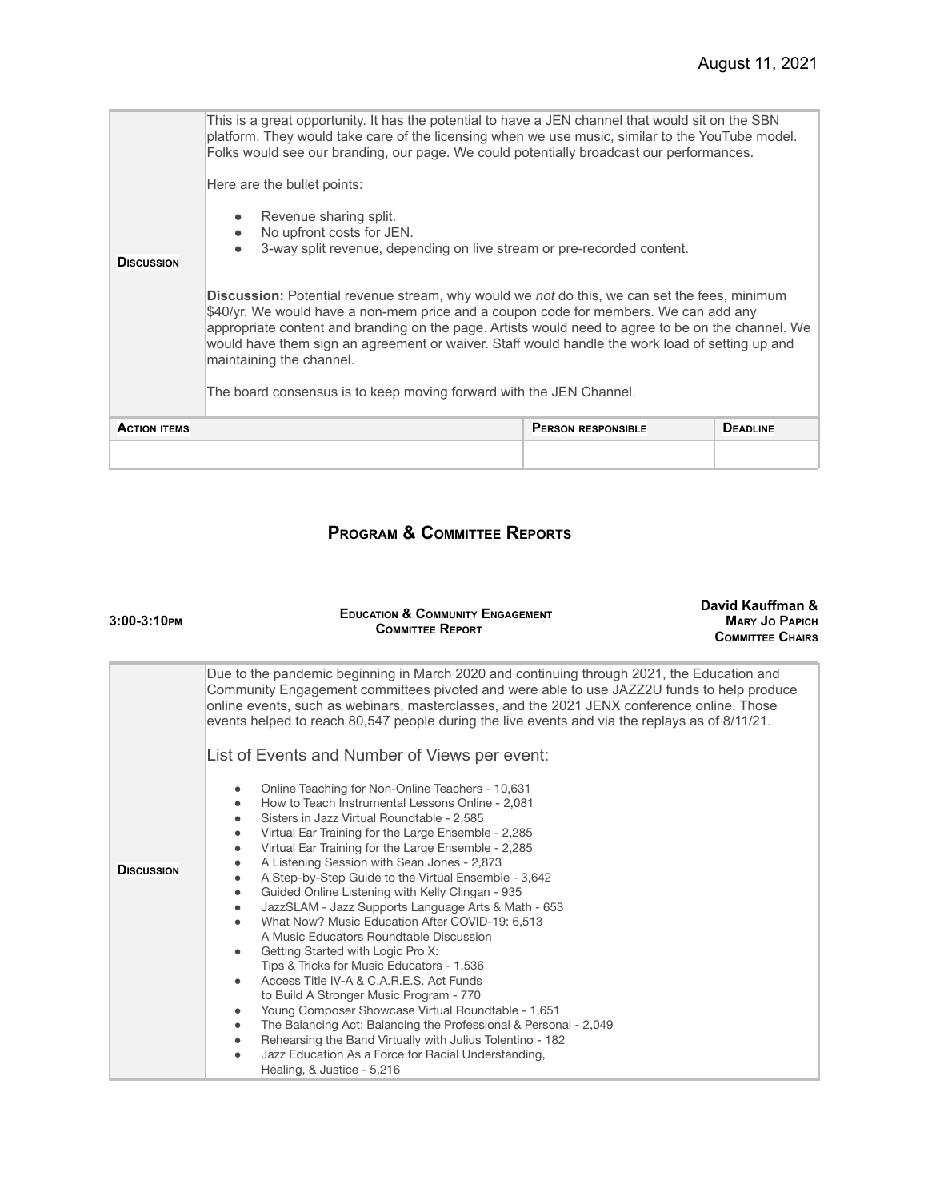| **Discussion** | This is a great opportunity. It has the potential to have a JEN channel that would sit on the SBN platform. They would take care of the licensing when we use music, similar to the YouTube model. Folks would see our branding, our page. We could potentially broadcast our performances.<br><br>Here are the bullet points:<br><br>● Revenue sharing split.<br>● No upfront costs for JEN.<br>● 3-way split revenue, depending on live stream or pre-recorded content.<br><br>**Discussion:** Potential revenue stream, why would we *not* do this, we can set the fees, minimum \$40/yr. We would have a non-mem price and a coupon code for members. We can add any appropriate content and branding on the page. Artists would need to agree to be on the channel. We would have them sign an agreement or waiver. Staff would handle the work load of setting up and maintaining the channel.<br><br>The board consensus is to keep moving forward with the JEN Channel. | | |
|---|---|---|---|
| **Action items** | | **Person responsible** | **Deadline** |
| | | | |

## Program & Committee Reports

**3:00-3:10pm** | **Education & Community Engagement Committee Report** | **David Kauffman & Mary Jo Papich, Committee Chairs**

| **Discussion** | Due to the pandemic beginning in March 2020 and continuing through 2021, the Education and Community Engagement committees pivoted and were able to use JAZZ2U funds to help produce online events, such as webinars, masterclasses, and the 2021 JENX conference online. Those events helped to reach 80,547 people during the live events and via the replays as of 8/11/21.<br><br>List of Events and Number of Views per event:<br><br>● Online Teaching for Non-Online Teachers - 10,631<br>● How to Teach Instrumental Lessons Online - 2,081<br>● Sisters in Jazz Virtual Roundtable - 2,585<br>● Virtual Ear Training for the Large Ensemble - 2,285<br>● Virtual Ear Training for the Large Ensemble - 2,285<br>● A Listening Session with Sean Jones - 2,873<br>● A Step-by-Step Guide to the Virtual Ensemble - 3,642<br>● Guided Online Listening with Kelly Clingan - 935<br>● JazzSLAM - Jazz Supports Language Arts & Math - 653<br>● What Now? Music Education After COVID-19: 6,513 A Music Educators Roundtable Discussion<br>● Getting Started with Logic Pro X: Tips & Tricks for Music Educators - 1,536<br>● Access Title IV-A & C.A.R.E.S. Act Funds to Build A Stronger Music Program - 770<br>● Young Composer Showcase Virtual Roundtable - 1,651<br>● The Balancing Act: Balancing the Professional & Personal - 2,049<br>● Rehearsing the Band Virtually with Julius Tolentino - 182<br>● Jazz Education As a Force for Racial Understanding, Healing, & Justice - 5,216 |
|---|---|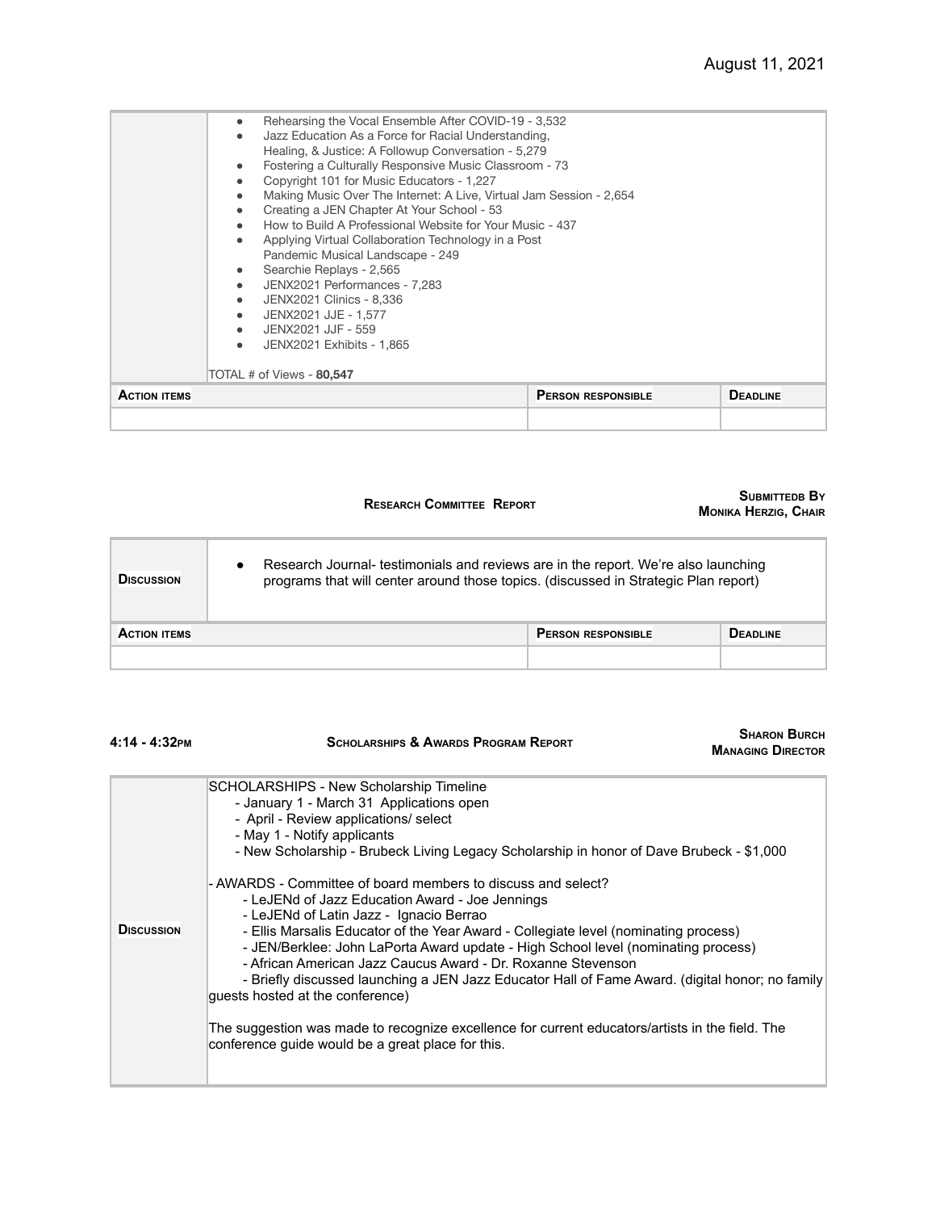| | • Rehearsing the Vocal Ensemble After COVID-19 - 3,532<br>• Jazz Education As a Force for Racial Understanding, Healing, & Justice: A Followup Conversation - 5,279<br>• Fostering a Culturally Responsive Music Classroom - 73<br>• Copyright 101 for Music Educators - 1,227<br>• Making Music Over The Internet: A Live, Virtual Jam Session - 2,654<br>• Creating a JEN Chapter At Your School - 53<br>• How to Build A Professional Website for Your Music - 437<br>• Applying Virtual Collaboration Technology in a Post Pandemic Musical Landscape - 249<br>• Searchie Replays - 2,565<br>• JENX2021 Performances - 7,283<br>• JENX2021 Clinics - 8,336<br>• JENX2021 JJE - 1,577<br>• JENX2021 JJF - 559<br>• JENX2021 Exhibits - 1,865<br><br>TOTAL # of Views - **80,547** | | |
|---|---|---|---|
| **Action items** | | **Person responsible** | **Deadline** |
| | | | |

**Research Committee Report** — **Submittedb By Monika Herzig, Chair**

| **Discussion** | • Research Journal- testimonials and reviews are in the report. We're also launching programs that will center around those topics. (discussed in Strategic Plan report) | | |
|---|---|---|---|
| **Action items** | | **Person responsible** | **Deadline** |
| | | | |

**4:14 - 4:32pm** — **Scholarships & Awards Program Report** — **Sharon Burch Managing Director**

| **Discussion** | SCHOLARSHIPS - New Scholarship Timeline<br>- January 1 - March 31 Applications open<br>- April - Review applications/ select<br>- May 1 - Notify applicants<br>- New Scholarship - Brubeck Living Legacy Scholarship in honor of Dave Brubeck - $1,000<br><br>- AWARDS - Committee of board members to discuss and select?<br>- LeJENd of Jazz Education Award - Joe Jennings<br>- LeJENd of Latin Jazz - Ignacio Berrao<br>- Ellis Marsalis Educator of the Year Award - Collegiate level (nominating process)<br>- JEN/Berklee: John LaPorta Award update - High School level (nominating process)<br>- African American Jazz Caucus Award - Dr. Roxanne Stevenson<br>- Briefly discussed launching a JEN Jazz Educator Hall of Fame Award. (digital honor; no family guests hosted at the conference)<br><br>The suggestion was made to recognize excellence for current educators/artists in the field. The conference guide would be a great place for this. |
|---|---|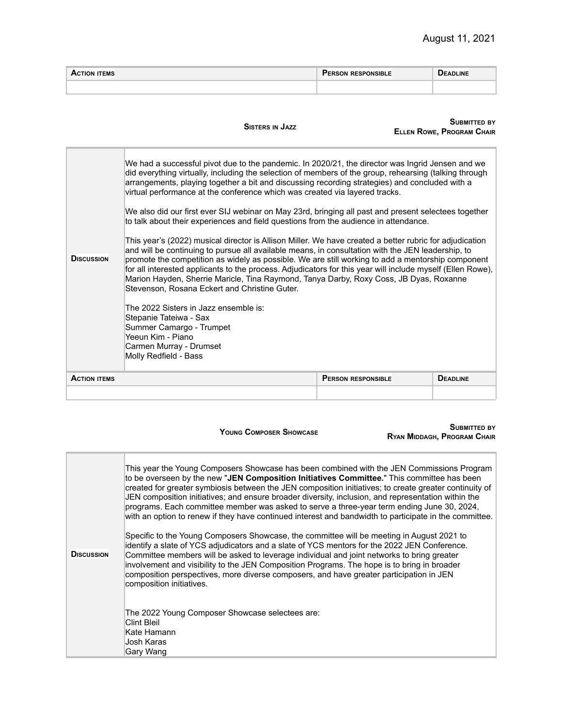August 11, 2021

| Action items | Person responsible | Deadline |
| --- | --- | --- |
| | | |

## Sisters in Jazz

**Submitted by**
**Ellen Rowe, Program Chair**

**Discussion**

We had a successful pivot due to the pandemic. In 2020/21, the director was Ingrid Jensen and we did everything virtually, including the selection of members of the group, rehearsing (talking through arrangements, playing together a bit and discussing recording strategies) and concluded with a virtual performance at the conference which was created via layered tracks.

We also did our first ever SIJ webinar on May 23rd, bringing all past and present selectees together to talk about their experiences and field questions from the audience in attendance.

This year's (2022) musical director is Allison Miller. We have created a better rubric for adjudication and will be continuing to pursue all available means, in consultation with the JEN leadership, to promote the competition as widely as possible. We are still working to add a mentorship component for all interested applicants to the process. Adjudicators for this year will include myself (Ellen Rowe), Marion Hayden, Sherrie Maricle, Tina Raymond, Tanya Darby, Roxy Coss, JB Dyas, Roxanne Stevenson, Rosana Eckert and Christine Guter.

The 2022 Sisters in Jazz ensemble is:
Stepanie Tateiwa - Sax
Summer Camargo - Trumpet
Yeeun Kim - Piano
Carmen Murray - Drumset
Molly Redfield - Bass

| Action items | Person responsible | Deadline |
| --- | --- | --- |
| | | |

## Young Composer Showcase

**Submitted by**
**Ryan Middagh, Program Chair**

**Discussion**

This year the Young Composers Showcase has been combined with the JEN Commissions Program to be overseen by the new "**JEN Composition Initiatives Committee.**" This committee has been created for greater symbiosis between the JEN composition initiatives; to create greater continuity of JEN composition initiatives; and ensure broader diversity, inclusion, and representation within the programs. Each committee member was asked to serve a three-year term ending June 30, 2024, with an option to renew if they have continued interest and bandwidth to participate in the committee.

Specific to the Young Composers Showcase, the committee will be meeting in August 2021 to identify a slate of YCS adjudicators and a slate of YCS mentors for the 2022 JEN Conference. Committee members will be asked to leverage individual and joint networks to bring greater involvement and visibility to the JEN Composition Programs. The hope is to bring in broader composition perspectives, more diverse composers, and have greater participation in JEN composition initiatives.

The 2022 Young Composer Showcase selectees are:
Clint Bleil
Kate Hamann
Josh Karas
Gary Wang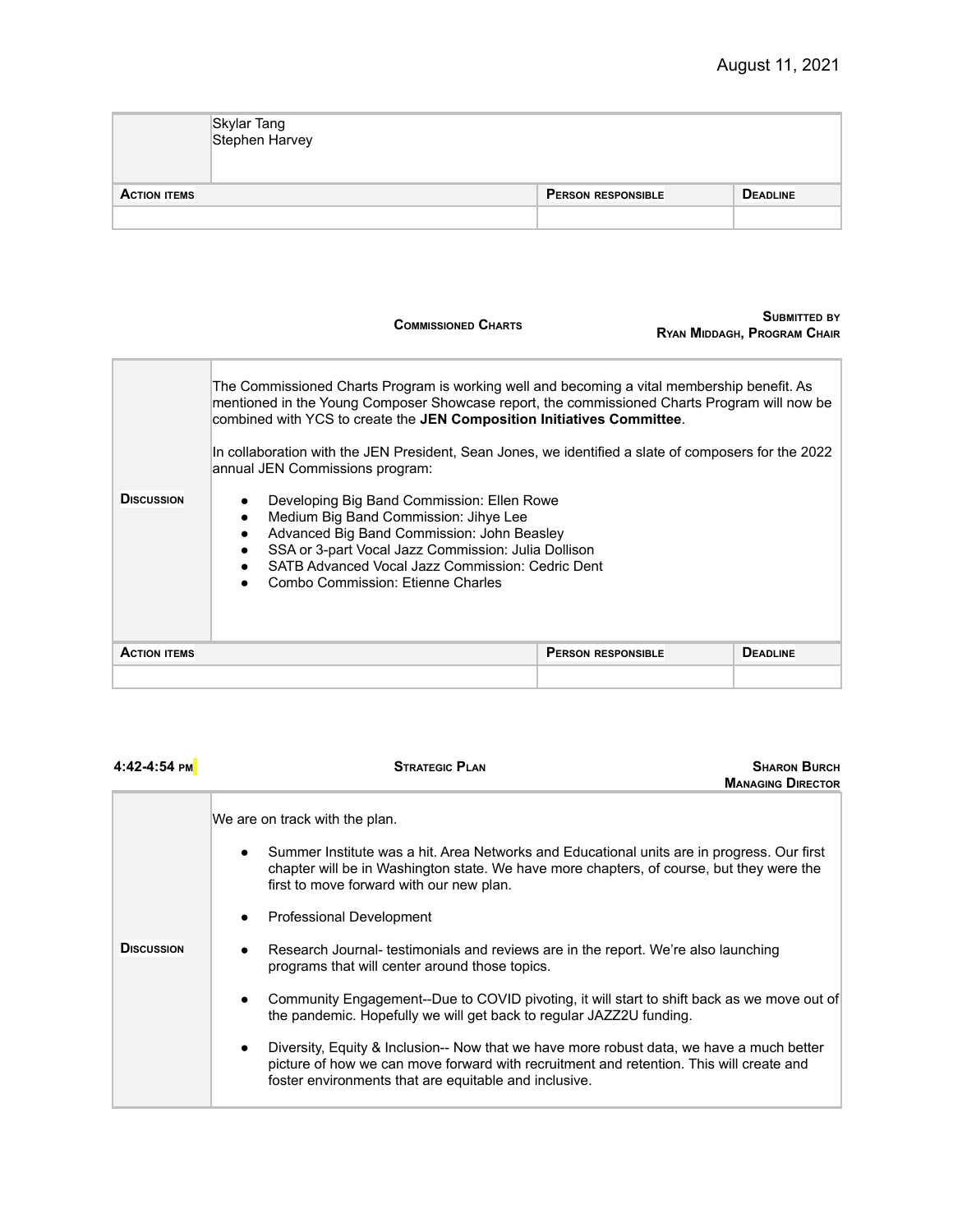August 11, 2021

| | Skylar Tang<br>Stephen Harvey | |
|---|---|---|
| **ACTION ITEMS** | **PERSON RESPONSIBLE** | **DEADLINE** |
| | | |

**COMMISSIONED CHARTS** — **SUBMITTED BY RYAN MIDDAGH, PROGRAM CHAIR**

| | | | |
|---|---|---|---|
| **DISCUSSION** | The Commissioned Charts Program is working well and becoming a vital membership benefit. As mentioned in the Young Composer Showcase report, the commissioned Charts Program will now be combined with YCS to create the **JEN Composition Initiatives Committee**.<br><br>In collaboration with the JEN President, Sean Jones, we identified a slate of composers for the 2022 annual JEN Commissions program:<br><br>• Developing Big Band Commission: Ellen Rowe<br>• Medium Big Band Commission: Jihye Lee<br>• Advanced Big Band Commission: John Beasley<br>• SSA or 3-part Vocal Jazz Commission: Julia Dollison<br>• SATB Advanced Vocal Jazz Commission: Cedric Dent<br>• Combo Commission: Etienne Charles | | |
| **ACTION ITEMS** | | **PERSON RESPONSIBLE** | **DEADLINE** |
| | | | |

**4:42-4:54 PM** — **STRATEGIC PLAN** — **SHARON BURCH, MANAGING DIRECTOR**

| | |
|---|---|
| **DISCUSSION** | We are on track with the plan.<br><br>• Summer Institute was a hit. Area Networks and Educational units are in progress. Our first chapter will be in Washington state. We have more chapters, of course, but they were the first to move forward with our new plan.<br><br>• Professional Development<br><br>• Research Journal- testimonials and reviews are in the report. We're also launching programs that will center around those topics.<br><br>• Community Engagement--Due to COVID pivoting, it will start to shift back as we move out of the pandemic. Hopefully we will get back to regular JAZZ2U funding.<br><br>• Diversity, Equity & Inclusion-- Now that we have more robust data, we have a much better picture of how we can move forward with recruitment and retention. This will create and foster environments that are equitable and inclusive. |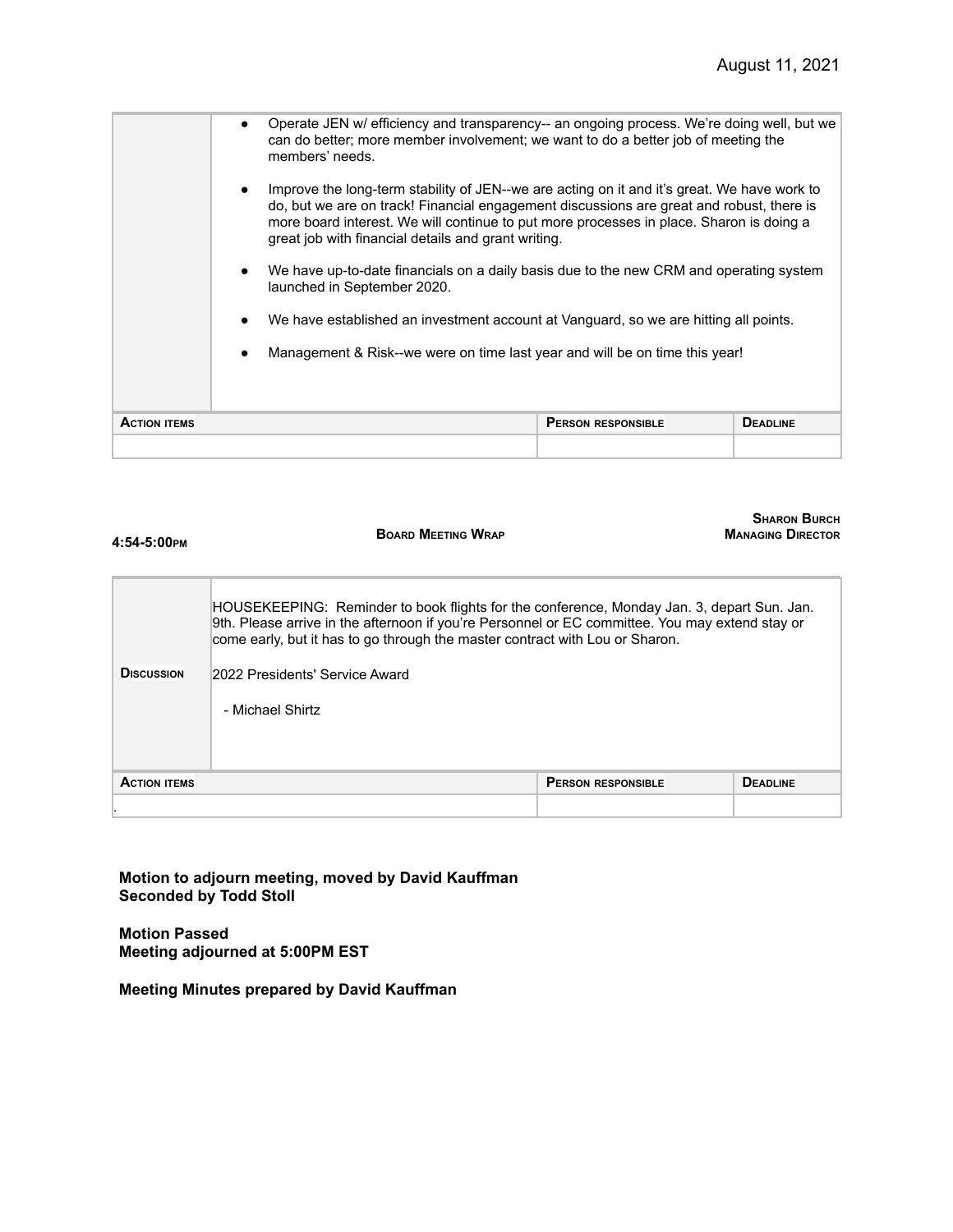| | |
|---|---|
| | • Operate JEN w/ efficiency and transparency-- an ongoing process. We're doing well, but we can do better; more member involvement; we want to do a better job of meeting the members' needs.<br><br>• Improve the long-term stability of JEN--we are acting on it and it's great. We have work to do, but we are on track! Financial engagement discussions are great and robust, there is more board interest. We will continue to put more processes in place. Sharon is doing a great job with financial details and grant writing.<br><br>• We have up-to-date financials on a daily basis due to the new CRM and operating system launched in September 2020.<br><br>• We have established an investment account at Vanguard, so we are hitting all points.<br><br>• Management & Risk--we were on time last year and will be on time this year! |

| Action items | Person responsible | Deadline |
|---|---|---|
| | | |

**4:54-5:00PM** **Board Meeting Wrap** **Sharon Burch, Managing Director**

| | |
|---|---|
| **Discussion** | HOUSEKEEPING: Reminder to book flights for the conference, Monday Jan. 3, depart Sun. Jan. 9th. Please arrive in the afternoon if you're Personnel or EC committee. You may extend stay or come early, but it has to go through the master contract with Lou or Sharon.<br><br>2022 Presidents' Service Award<br><br>- Michael Shirtz |

| Action items | Person responsible | Deadline |
|---|---|---|
| . | | |

**Motion to adjourn meeting, moved by David Kauffman**
**Seconded by Todd Stoll**

**Motion Passed**
**Meeting adjourned at 5:00PM EST**

**Meeting Minutes prepared by David Kauffman**